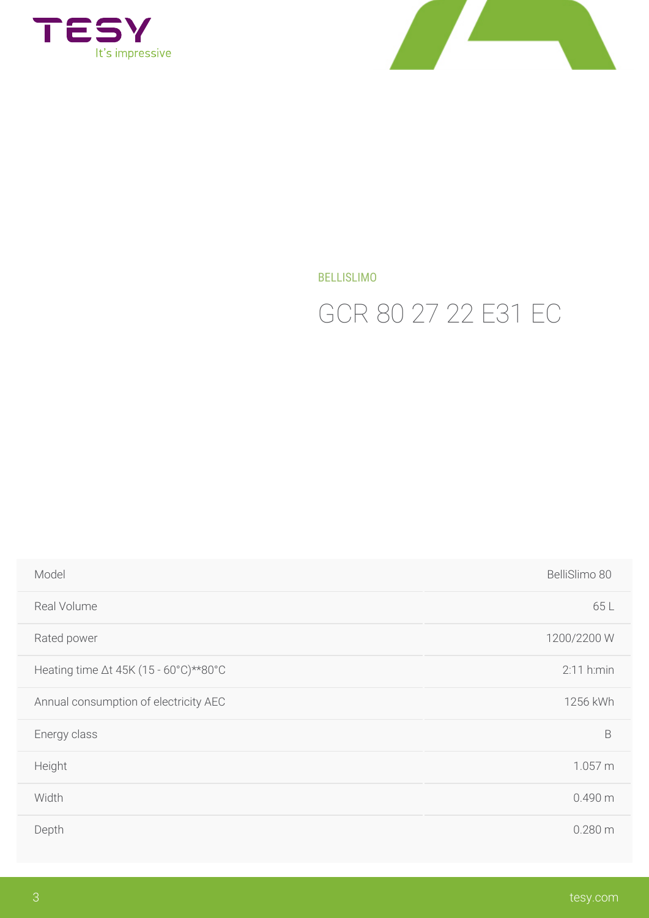BELLISLIMO

# GCR 80 27 22 E31 EC

| Model | BelliSlimo 80 |
|---|---|
| Real Volume | 65 L |
| Rated power | 1200/2200 W |
| Heating time Δt 45K (15 - 60°C)**80°C | 2:11 h:min |
| Annual consumption of electricity AEC | 1256 kWh |
| Energy class | B |
| Height | 1.057 m |
| Width | 0.490 m |
| Depth | 0.280 m |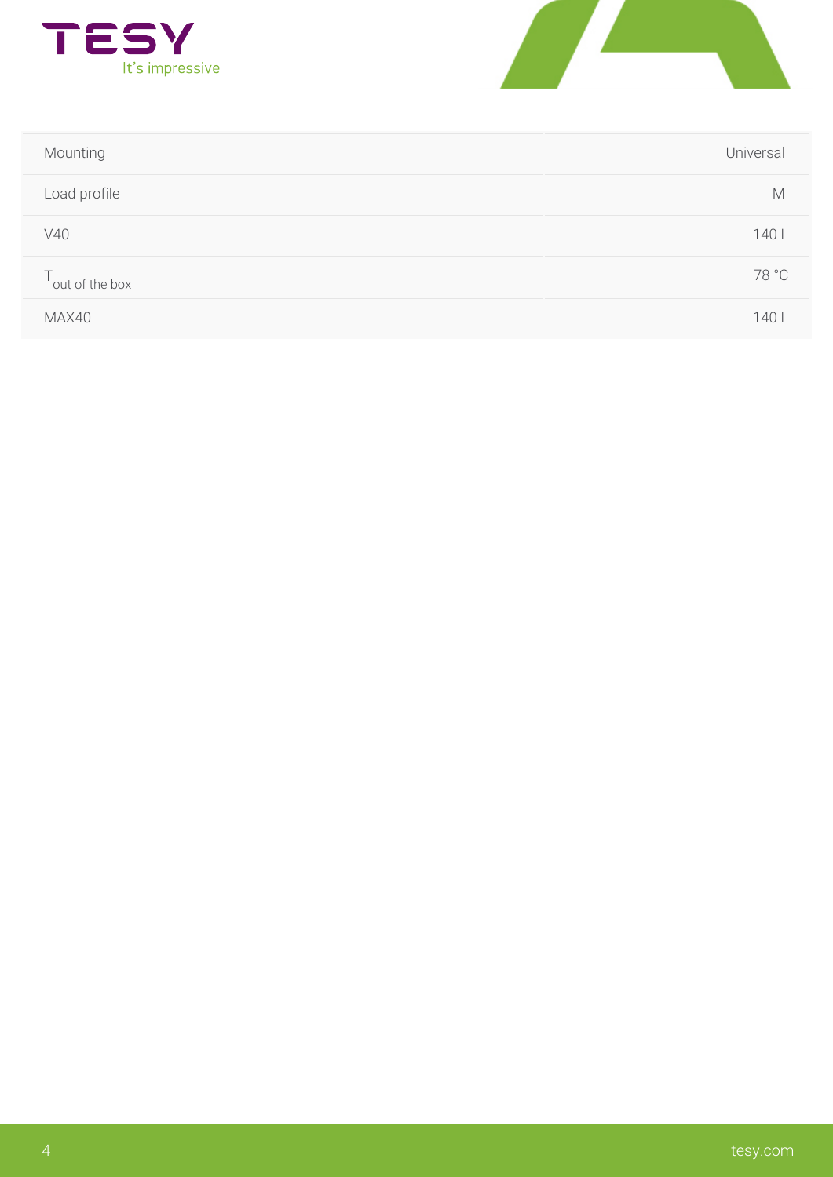| | |
|---|---|
| Mounting | Universal |
| Load profile | M |
| V40 | 140 L |
| $T_{\text{out of the box}}$ | 78 °C |
| MAX40 | 140 L |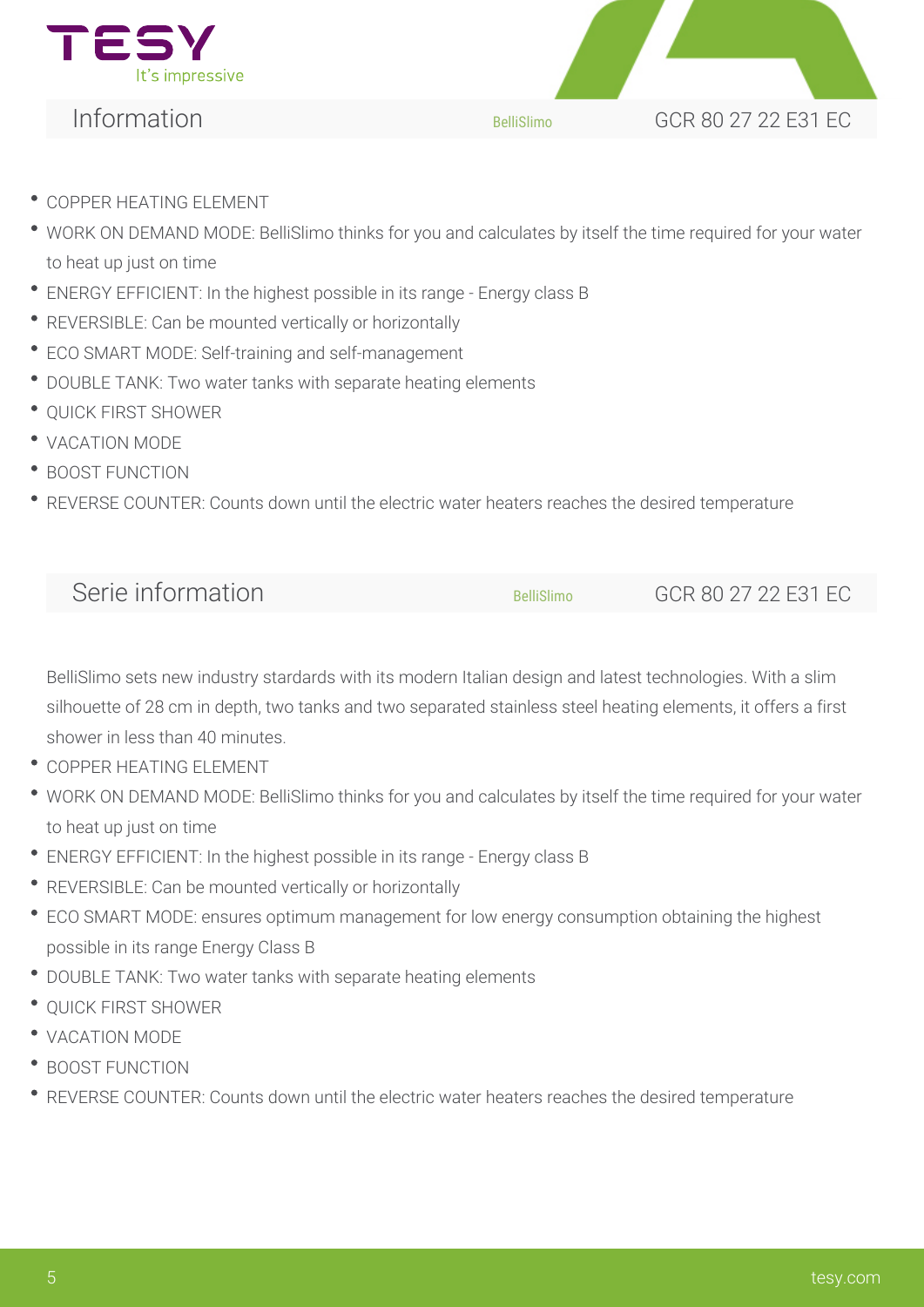## Information

BelliSlimo GCR 80 27 22 E31 EC

- COPPER HEATING ELEMENT
- WORK ON DEMAND MODE: BelliSlimo thinks for you and calculates by itself the time required for your water to heat up just on time
- ENERGY EFFICIENT: In the highest possible in its range - Energy class B
- REVERSIBLE: Can be mounted vertically or horizontally
- ECO SMART MODE: Self-training and self-management
- DOUBLE TANK: Two water tanks with separate heating elements
- QUICK FIRST SHOWER
- VACATION MODE
- BOOST FUNCTION
- REVERSE COUNTER: Counts down until the electric water heaters reaches the desired temperature

## Serie information

BelliSlimo GCR 80 27 22 E31 EC

BelliSlimo sets new industry standards with its modern Italian design and latest technologies. With a slim silhouette of 28 cm in depth, two tanks and two separated stainless steel heating elements, it offers a first shower in less than 40 minutes.

- COPPER HEATING ELEMENT
- WORK ON DEMAND MODE: BelliSlimo thinks for you and calculates by itself the time required for your water to heat up just on time
- ENERGY EFFICIENT: In the highest possible in its range - Energy class B
- REVERSIBLE: Can be mounted vertically or horizontally
- ECO SMART MODE: ensures optimum management for low energy consumption obtaining the highest possible in its range Energy Class B
- DOUBLE TANK: Two water tanks with separate heating elements
- QUICK FIRST SHOWER
- VACATION MODE
- BOOST FUNCTION
- REVERSE COUNTER: Counts down until the electric water heaters reaches the desired temperature